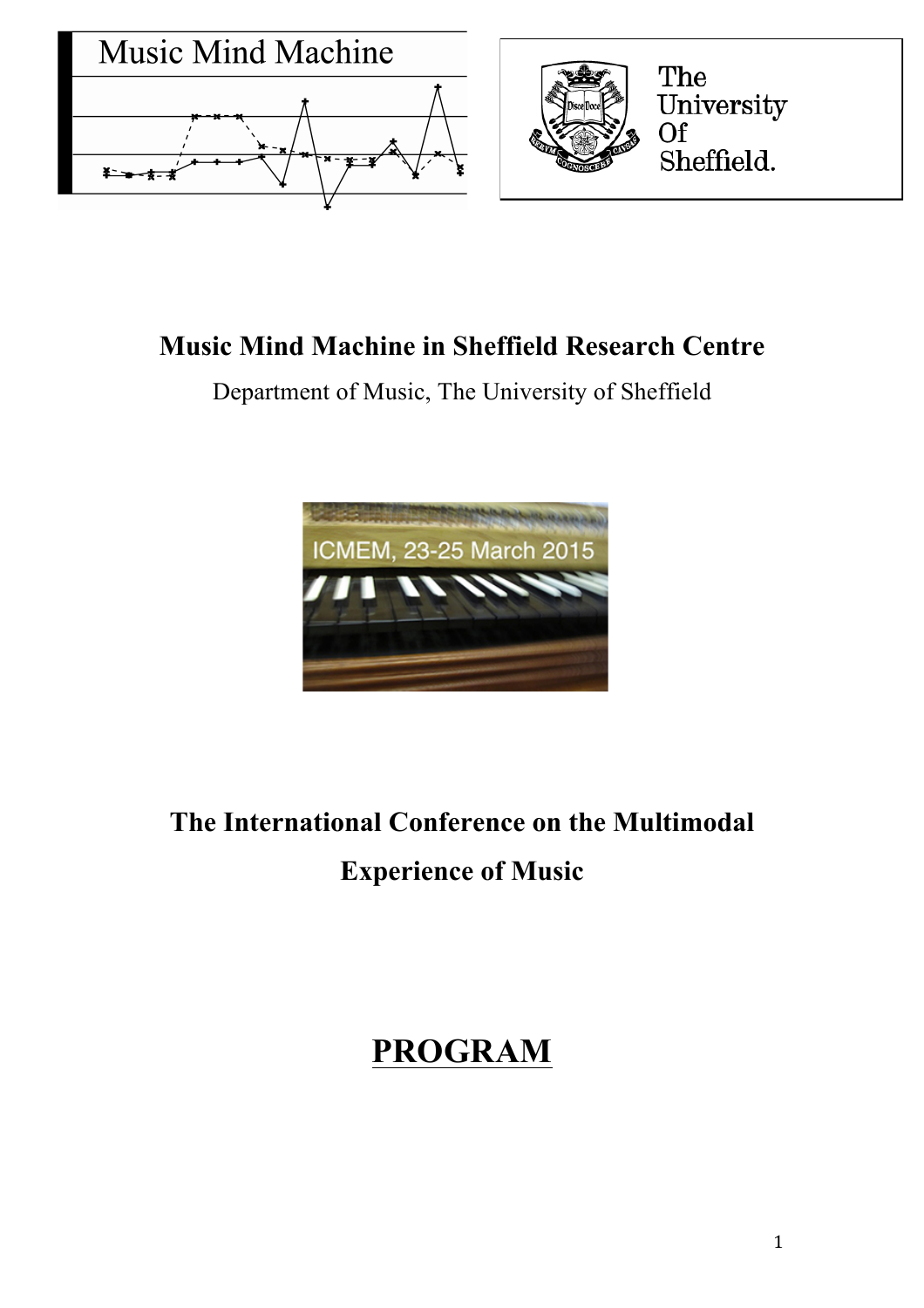Music Mind Machine

The University Of Sheffield.

**Music Mind Machine in Sheffield Research Centre**

Department of Music, The University of Sheffield

ICMEM, 23-25 March 2015

# The International Conference on the Multimodal Experience of Music

# PROGRAM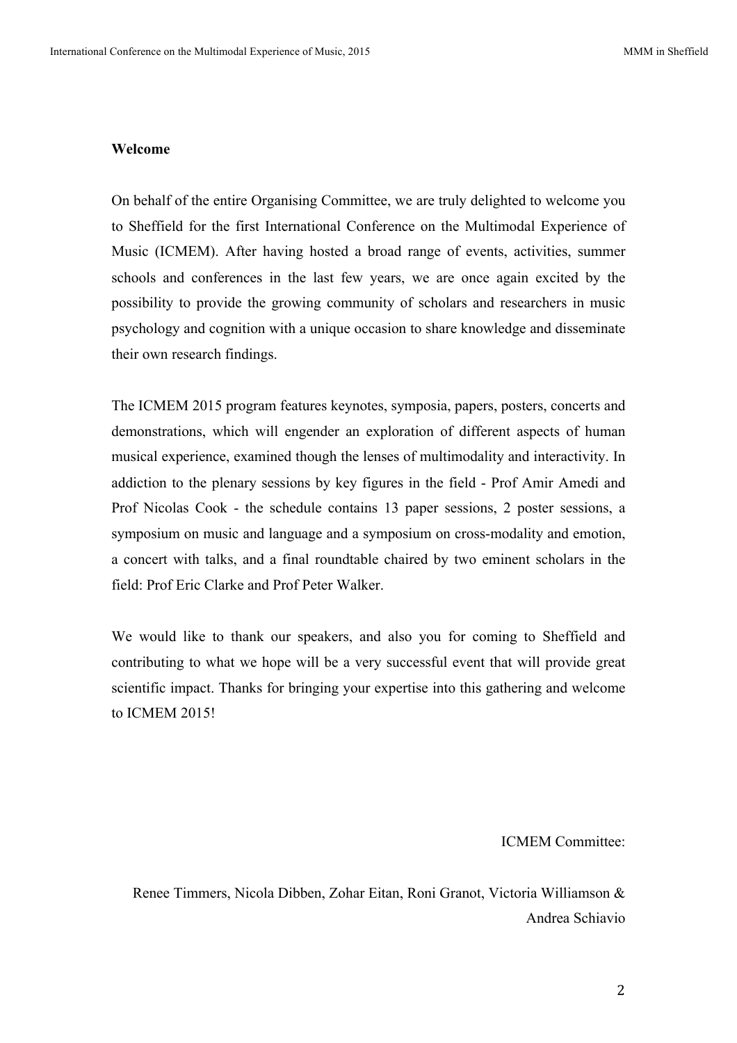**Welcome**

On behalf of the entire Organising Committee, we are truly delighted to welcome you to Sheffield for the first International Conference on the Multimodal Experience of Music (ICMEM). After having hosted a broad range of events, activities, summer schools and conferences in the last few years, we are once again excited by the possibility to provide the growing community of scholars and researchers in music psychology and cognition with a unique occasion to share knowledge and disseminate their own research findings.

The ICMEM 2015 program features keynotes, symposia, papers, posters, concerts and demonstrations, which will engender an exploration of different aspects of human musical experience, examined though the lenses of multimodality and interactivity. In addiction to the plenary sessions by key figures in the field - Prof Amir Amedi and Prof Nicolas Cook - the schedule contains 13 paper sessions, 2 poster sessions, a symposium on music and language and a symposium on cross-modality and emotion, a concert with talks, and a final roundtable chaired by two eminent scholars in the field: Prof Eric Clarke and Prof Peter Walker.

We would like to thank our speakers, and also you for coming to Sheffield and contributing to what we hope will be a very successful event that will provide great scientific impact. Thanks for bringing your expertise into this gathering and welcome to ICMEM 2015!

ICMEM Committee:

Renee Timmers, Nicola Dibben, Zohar Eitan, Roni Granot, Victoria Williamson & Andrea Schiavio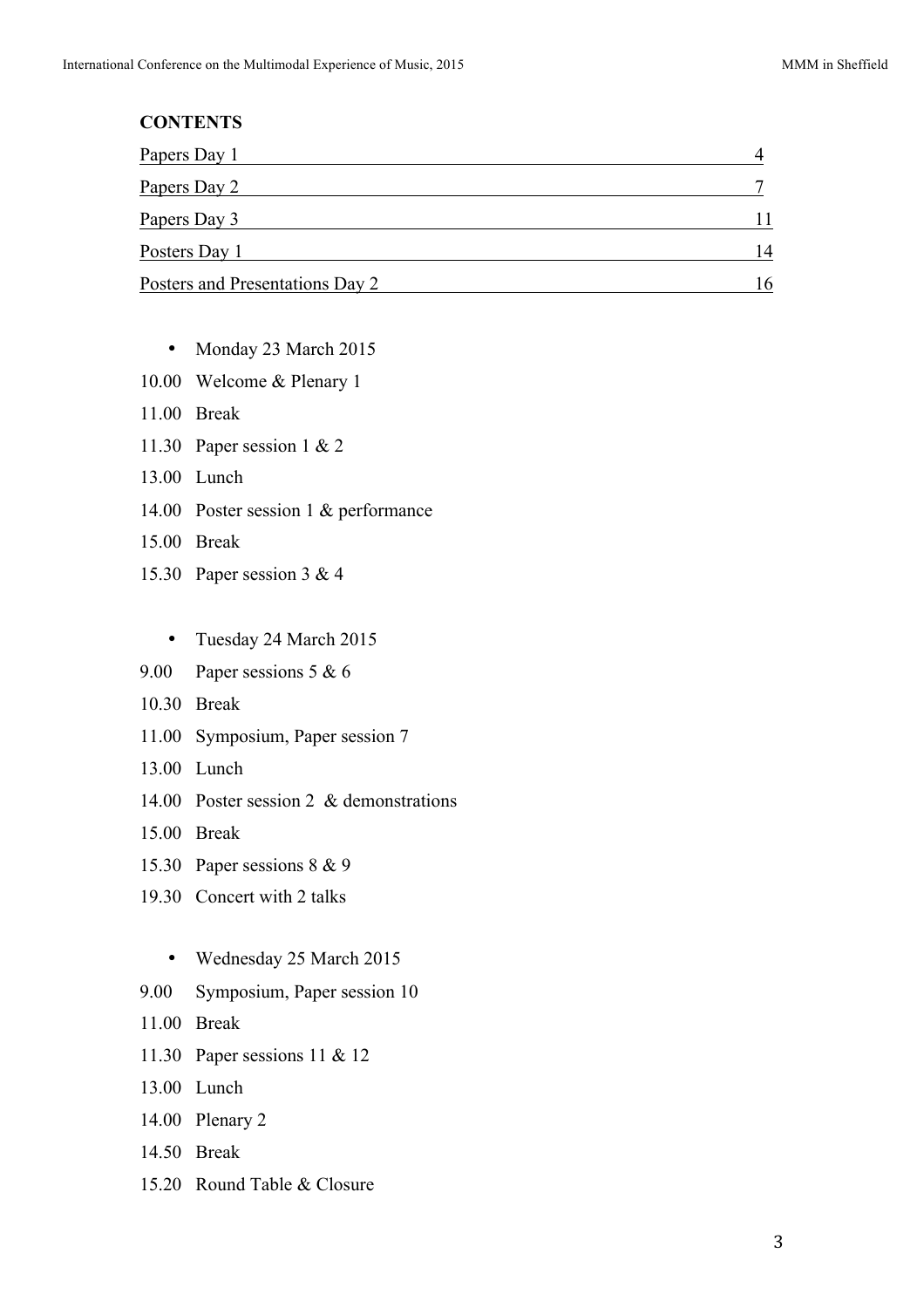**CONTENTS**

| | |
|---|---|
| Papers Day 1 | 4 |
| Papers Day 2 | 7 |
| Papers Day 3 | 11 |
| Posters Day 1 | 14 |
| Posters and Presentations Day 2 | 16 |

- Monday 23 March 2015

10.00 Welcome & Plenary 1

11.00 Break

11.30 Paper session 1 & 2

13.00 Lunch

14.00 Poster session 1 & performance

15.00 Break

15.30 Paper session 3 & 4

- Tuesday 24 March 2015

9.00 Paper sessions 5 & 6

10.30 Break

11.00 Symposium, Paper session 7

13.00 Lunch

14.00 Poster session 2 & demonstrations

15.00 Break

15.30 Paper sessions 8 & 9

19.30 Concert with 2 talks

- Wednesday 25 March 2015

9.00 Symposium, Paper session 10

11.00 Break

11.30 Paper sessions 11 & 12

13.00 Lunch

14.00 Plenary 2

14.50 Break

15.20 Round Table & Closure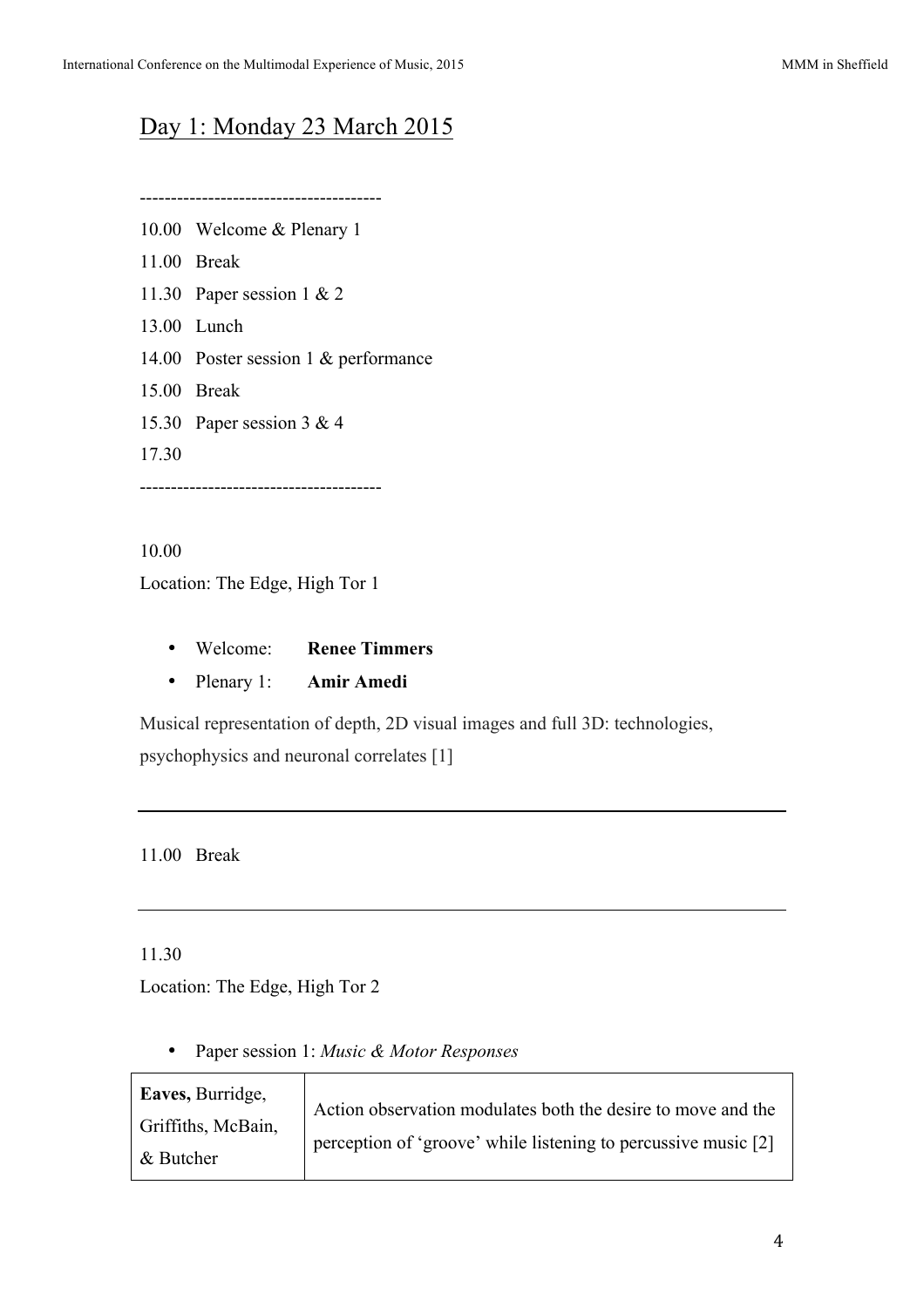## Day 1: Monday 23 March 2015

---------------------------------------

10.00 Welcome & Plenary 1

11.00 Break

11.30 Paper session 1 & 2

13.00 Lunch

14.00 Poster session 1 & performance

15.00 Break

15.30 Paper session 3 & 4

17.30

---------------------------------------

10.00

Location: The Edge, High Tor 1

- Welcome: **Renee Timmers**
- Plenary 1: **Amir Amedi**

Musical representation of depth, 2D visual images and full 3D: technologies, psychophysics and neuronal correlates [1]

---

11.00 Break

---

11.30

Location: The Edge, High Tor 2

- Paper session 1: *Music & Motor Responses*

| | |
|---|---|
| **Eaves,** Burridge, Griffiths, McBain, & Butcher | Action observation modulates both the desire to move and the perception of 'groove' while listening to percussive music [2] |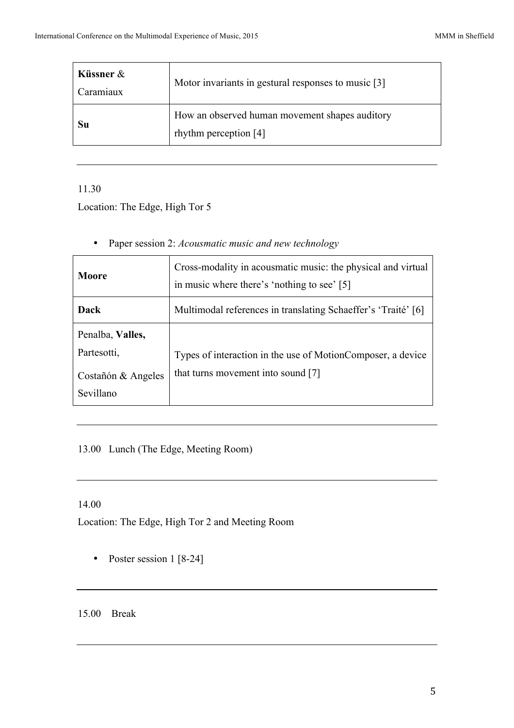| | |
|---|---|
| **Küssner** & Caramiaux | Motor invariants in gestural responses to music [3] |
| **Su** | How an observed human movement shapes auditory rhythm perception [4] |

---

11.30

Location: The Edge, High Tor 5

- Paper session 2: *Acousmatic music and new technology*

| | |
|---|---|
| **Moore** | Cross-modality in acousmatic music: the physical and virtual in music where there's 'nothing to see' [5] |
| **Dack** | Multimodal references in translating Schaeffer's 'Traité' [6] |
| Penalba, **Valles,** Partesotti, Costañón & Angeles Sevillano | Types of interaction in the use of MotionComposer, a device that turns movement into sound [7] |

---

13.00 Lunch (The Edge, Meeting Room)

---

14.00

Location: The Edge, High Tor 2 and Meeting Room

- Poster session 1 [8-24]

---

15.00 Break

---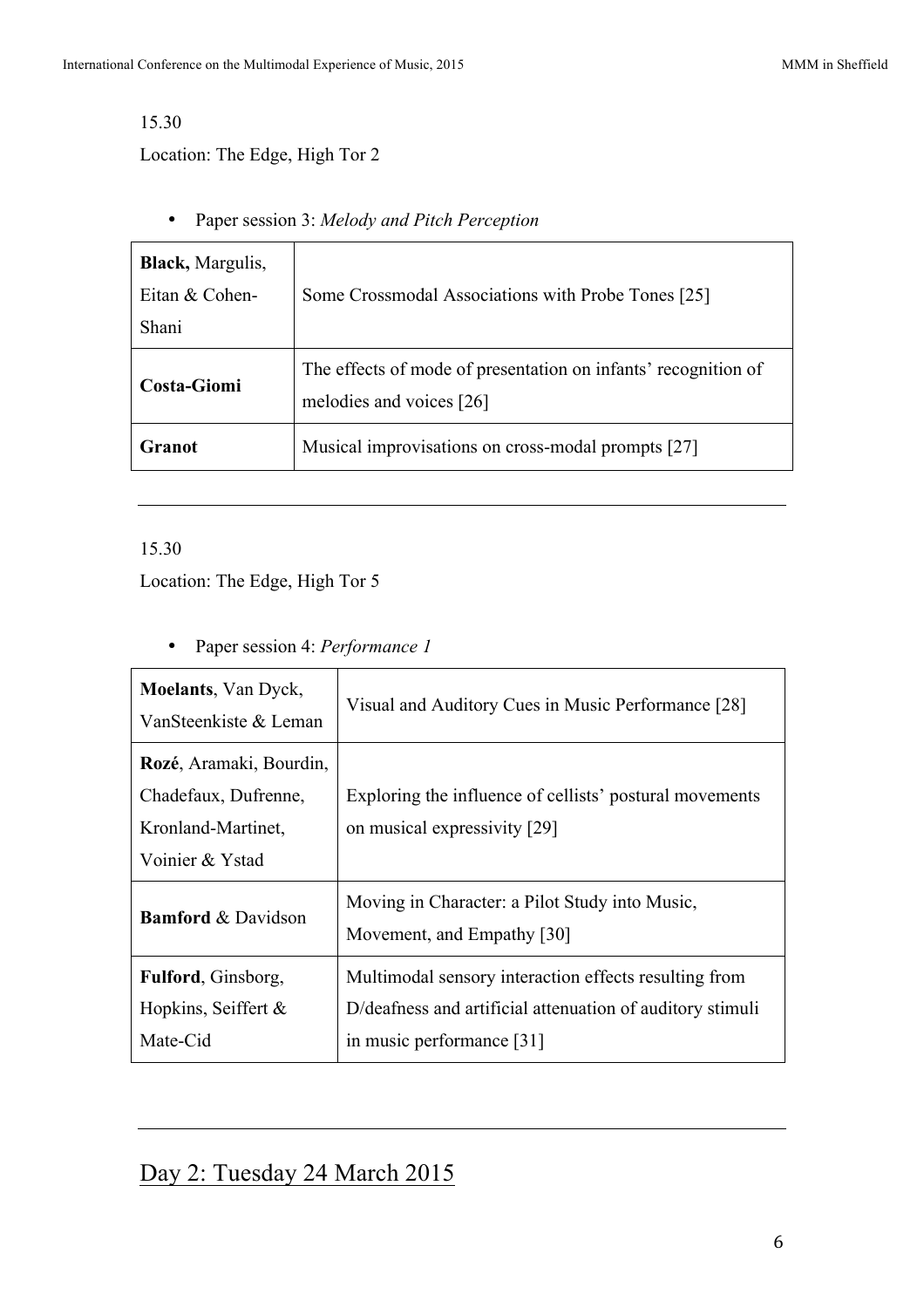15.30

Location: The Edge, High Tor 2

- Paper session 3: *Melody and Pitch Perception*

| | |
|---|---|
| **Black,** Margulis, Eitan & Cohen-Shani | Some Crossmodal Associations with Probe Tones [25] |
| **Costa-Giomi** | The effects of mode of presentation on infants' recognition of melodies and voices [26] |
| **Granot** | Musical improvisations on cross-modal prompts [27] |

---

15.30

Location: The Edge, High Tor 5

- Paper session 4: *Performance 1*

| | |
|---|---|
| **Moelants**, Van Dyck, VanSteenkiste & Leman | Visual and Auditory Cues in Music Performance [28] |
| **Rozé**, Aramaki, Bourdin, Chadefaux, Dufrenne, Kronland-Martinet, Voinier & Ystad | Exploring the influence of cellists' postural movements on musical expressivity [29] |
| **Bamford** & Davidson | Moving in Character: a Pilot Study into Music, Movement, and Empathy [30] |
| **Fulford**, Ginsborg, Hopkins, Seiffert & Mate-Cid | Multimodal sensory interaction effects resulting from D/deafness and artificial attenuation of auditory stimuli in music performance [31] |

---

## Day 2: Tuesday 24 March 2015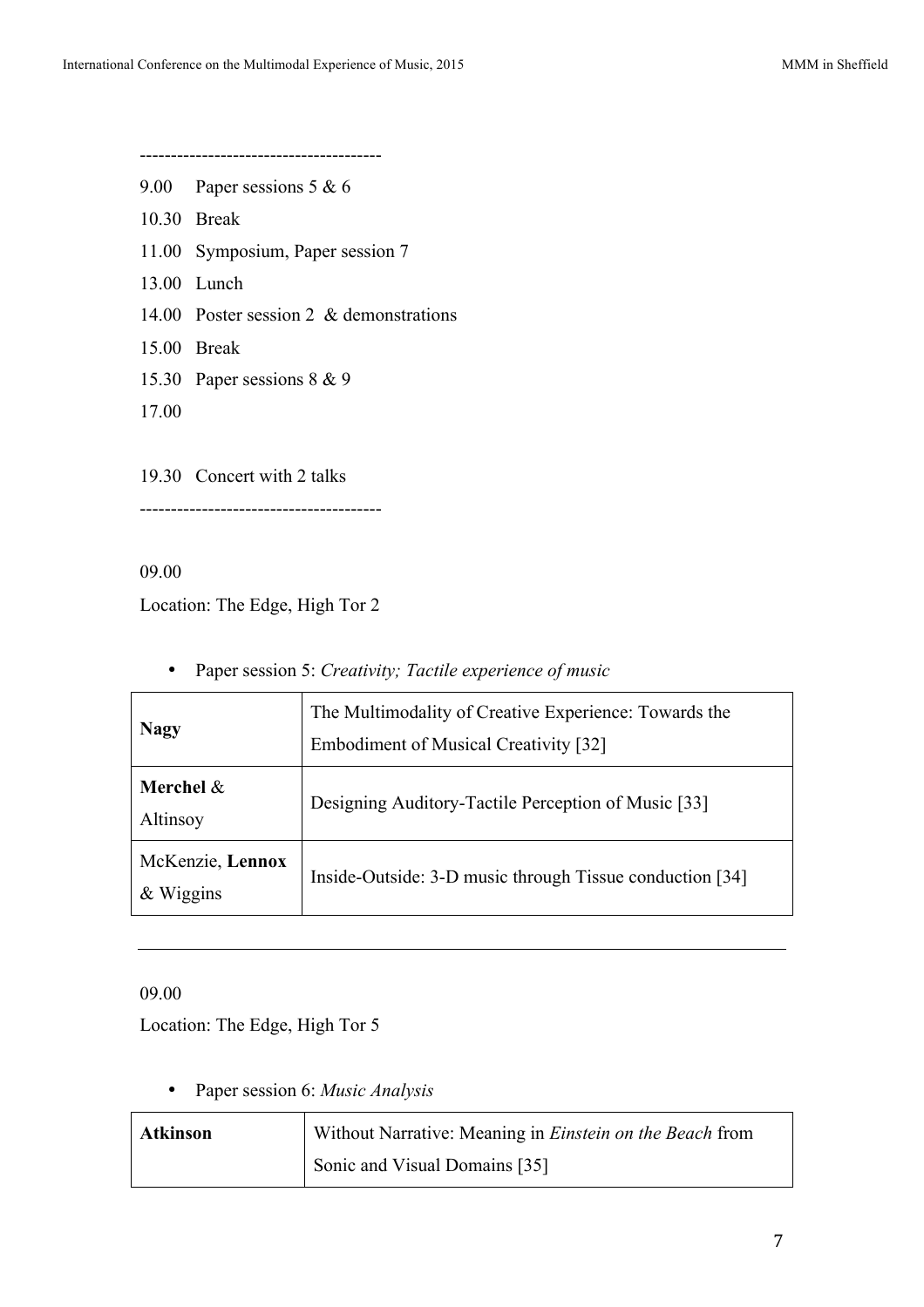--------------------------------------

9.00 Paper sessions 5 & 6

10.30 Break

11.00 Symposium, Paper session 7

13.00 Lunch

14.00 Poster session 2 & demonstrations

15.00 Break

15.30 Paper sessions 8 & 9

17.00

19.30 Concert with 2 talks

--------------------------------------

09.00

Location: The Edge, High Tor 2

- Paper session 5: *Creativity; Tactile experience of music*

| | |
|---|---|
| **Nagy** | The Multimodality of Creative Experience: Towards the Embodiment of Musical Creativity [32] |
| **Merchel** & Altinsoy | Designing Auditory-Tactile Perception of Music [33] |
| McKenzie, **Lennox** & Wiggins | Inside-Outside: 3-D music through Tissue conduction [34] |

---

09.00

Location: The Edge, High Tor 5

- Paper session 6: *Music Analysis*

| | |
|---|---|
| **Atkinson** | Without Narrative: Meaning in *Einstein on the Beach* from Sonic and Visual Domains [35] |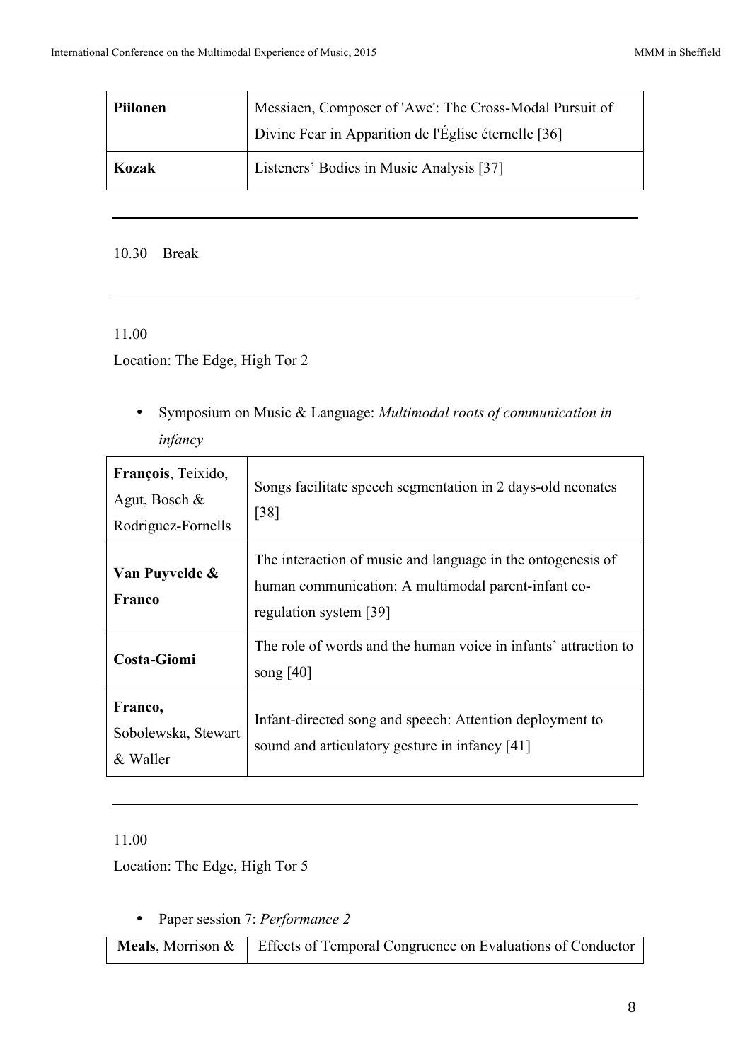| | |
|---|---|
| **Piilonen** | Messiaen, Composer of 'Awe': The Cross-Modal Pursuit of Divine Fear in Apparition de l'Église éternelle [36] |
| **Kozak** | Listeners' Bodies in Music Analysis [37] |

---

10.30 Break

---

11.00

Location: The Edge, High Tor 2

- Symposium on Music & Language: *Multimodal roots of communication in infancy*

| | |
|---|---|
| **François**, Teixido, Agut, Bosch & Rodriguez-Fornells | Songs facilitate speech segmentation in 2 days-old neonates [38] |
| **Van Puyvelde & Franco** | The interaction of music and language in the ontogenesis of human communication: A multimodal parent-infant co-regulation system [39] |
| **Costa-Giomi** | The role of words and the human voice in infants' attraction to song [40] |
| **Franco,** Sobolewska, Stewart & Waller | Infant-directed song and speech: Attention deployment to sound and articulatory gesture in infancy [41] |

---

11.00

Location: The Edge, High Tor 5

- Paper session 7: *Performance 2*

| | |
|---|---|
| **Meals**, Morrison & | Effects of Temporal Congruence on Evaluations of Conductor |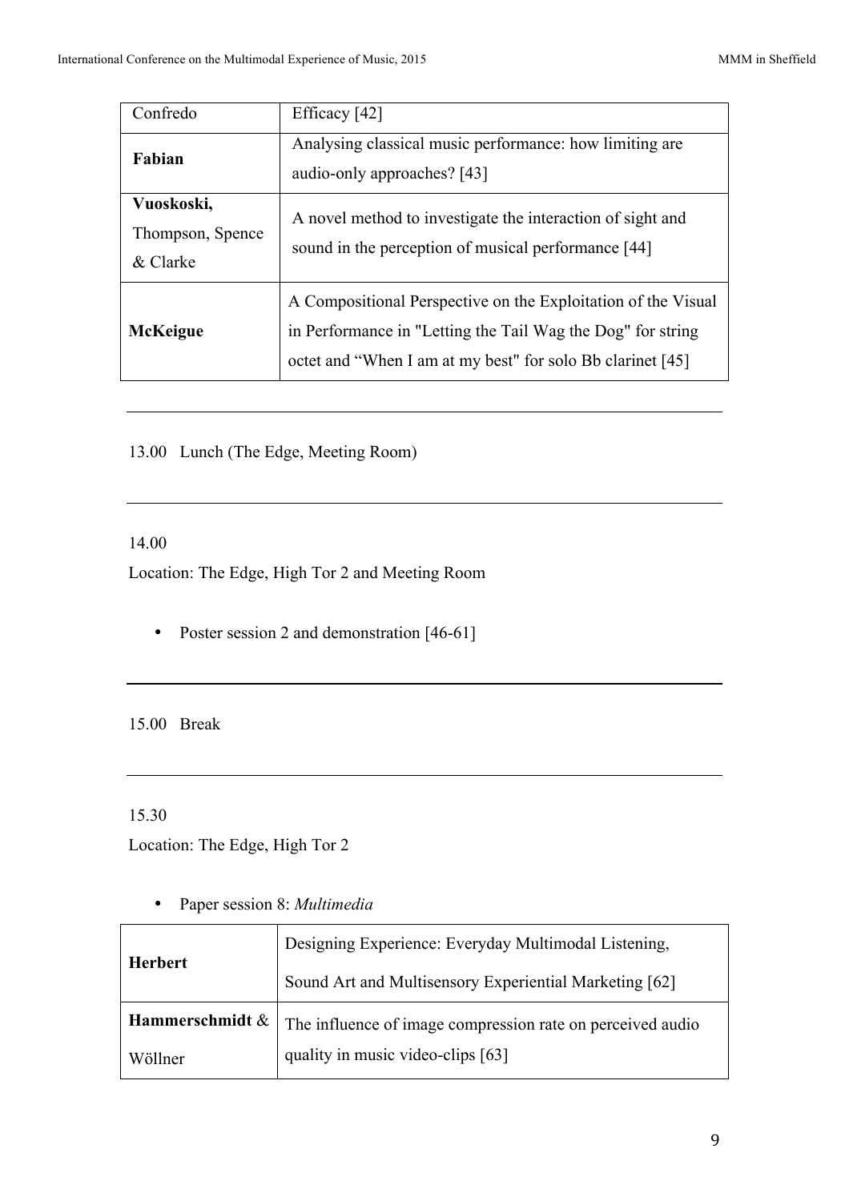| | |
|---|---|
| Confredo | Efficacy [42] |
| **Fabian** | Analysing classical music performance: how limiting are audio-only approaches? [43] |
| **Vuoskoski,** Thompson, Spence & Clarke | A novel method to investigate the interaction of sight and sound in the perception of musical performance [44] |
| **McKeigue** | A Compositional Perspective on the Exploitation of the Visual in Performance in "Letting the Tail Wag the Dog" for string octet and "When I am at my best" for solo Bb clarinet [45] |

---

13.00 Lunch (The Edge, Meeting Room)

---

14.00

Location: The Edge, High Tor 2 and Meeting Room

- Poster session 2 and demonstration [46-61]

---

15.00 Break

---

15.30

Location: The Edge, High Tor 2

- Paper session 8: *Multimedia*

| | |
|---|---|
| **Herbert** | Designing Experience: Everyday Multimodal Listening, Sound Art and Multisensory Experiential Marketing [62] |
| **Hammerschmidt** & Wöllner | The influence of image compression rate on perceived audio quality in music video-clips [63] |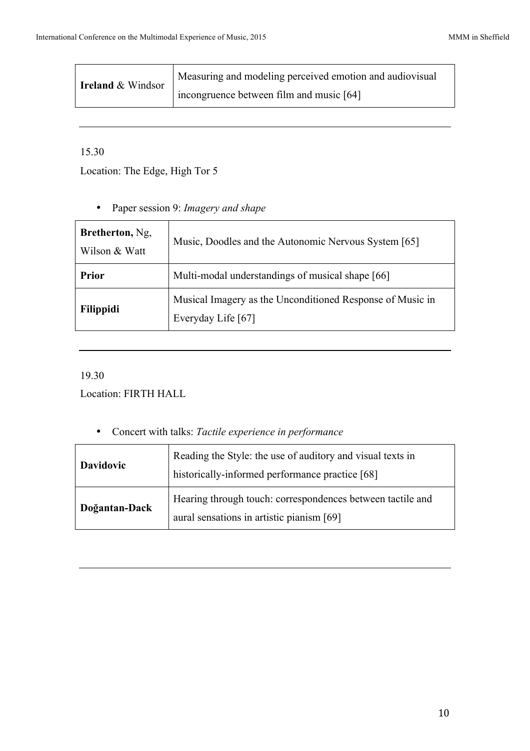| **Ireland** & Windsor | Measuring and modeling perceived emotion and audiovisual incongruence between film and music [64] |
| --- | --- |

---

15.30

Location: The Edge, High Tor 5

- Paper session 9: *Imagery and shape*

| **Bretherton,** Ng, Wilson & Watt | Music, Doodles and the Autonomic Nervous System [65] |
| --- | --- |
| **Prior** | Multi-modal understandings of musical shape [66] |
| **Filippidi** | Musical Imagery as the Unconditioned Response of Music in Everyday Life [67] |

---

19.30

Location: FIRTH HALL

- Concert with talks: *Tactile experience in performance*

| **Davidovic** | Reading the Style: the use of auditory and visual texts in historically-informed performance practice [68] |
| --- | --- |
| **Doğantan-Dack** | Hearing through touch: correspondences between tactile and aural sensations in artistic pianism [69] |

---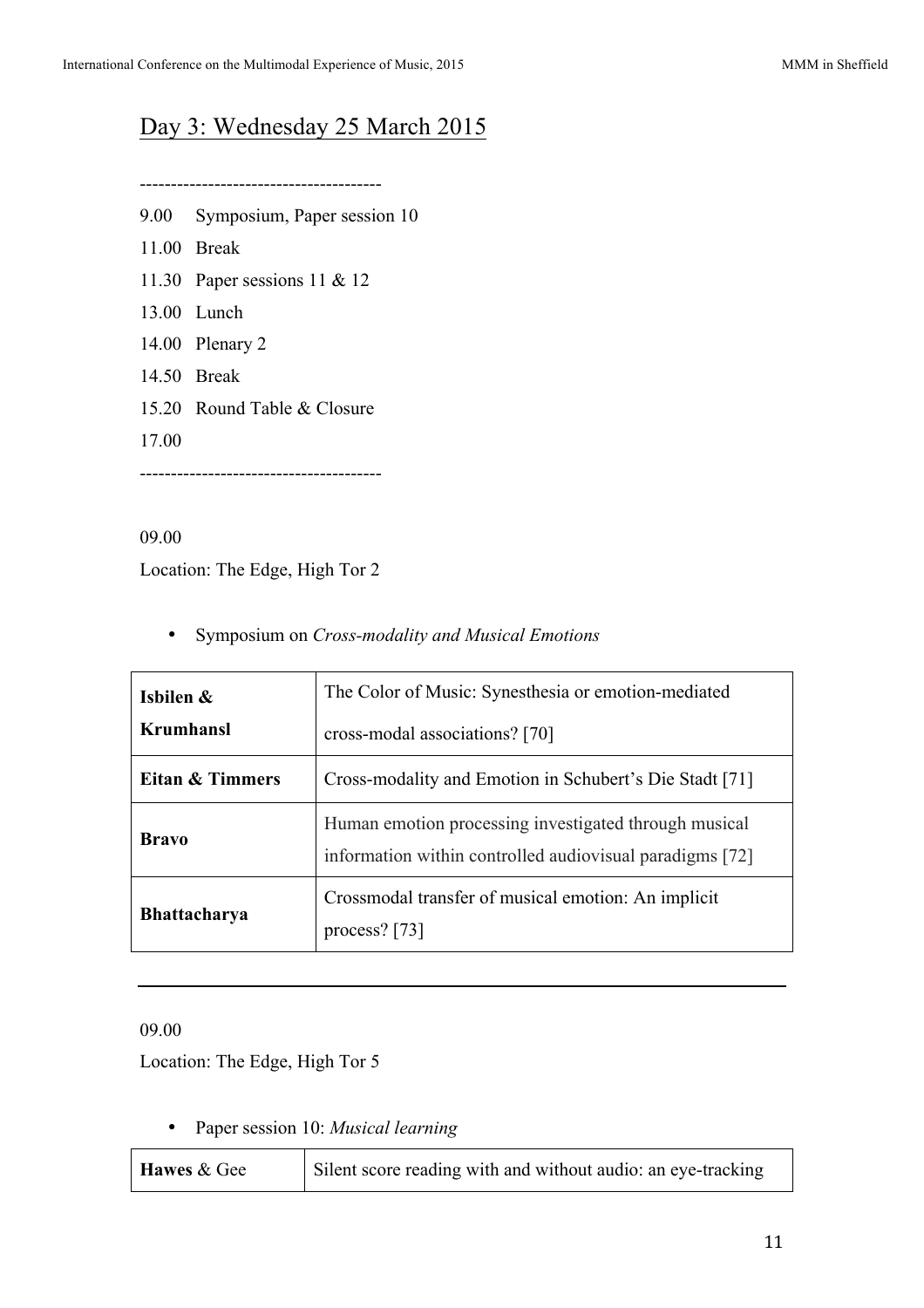## Day 3: Wednesday 25 March 2015

---------------------------------------

9.00 Symposium, Paper session 10

11.00 Break

11.30 Paper sessions 11 & 12

13.00 Lunch

14.00 Plenary 2

14.50 Break

15.20 Round Table & Closure

17.00

---------------------------------------

09.00

Location: The Edge, High Tor 2

- Symposium on *Cross-modality and Musical Emotions*

| | |
|---|---|
| **Isbilen & Krumhansl** | The Color of Music: Synesthesia or emotion-mediated cross-modal associations? [70] |
| **Eitan & Timmers** | Cross-modality and Emotion in Schubert's Die Stadt [71] |
| **Bravo** | Human emotion processing investigated through musical information within controlled audiovisual paradigms [72] |
| **Bhattacharya** | Crossmodal transfer of musical emotion: An implicit process? [73] |

---

09.00

Location: The Edge, High Tor 5

- Paper session 10: *Musical learning*

| | |
|---|---|
| **Hawes** & Gee | Silent score reading with and without audio: an eye-tracking |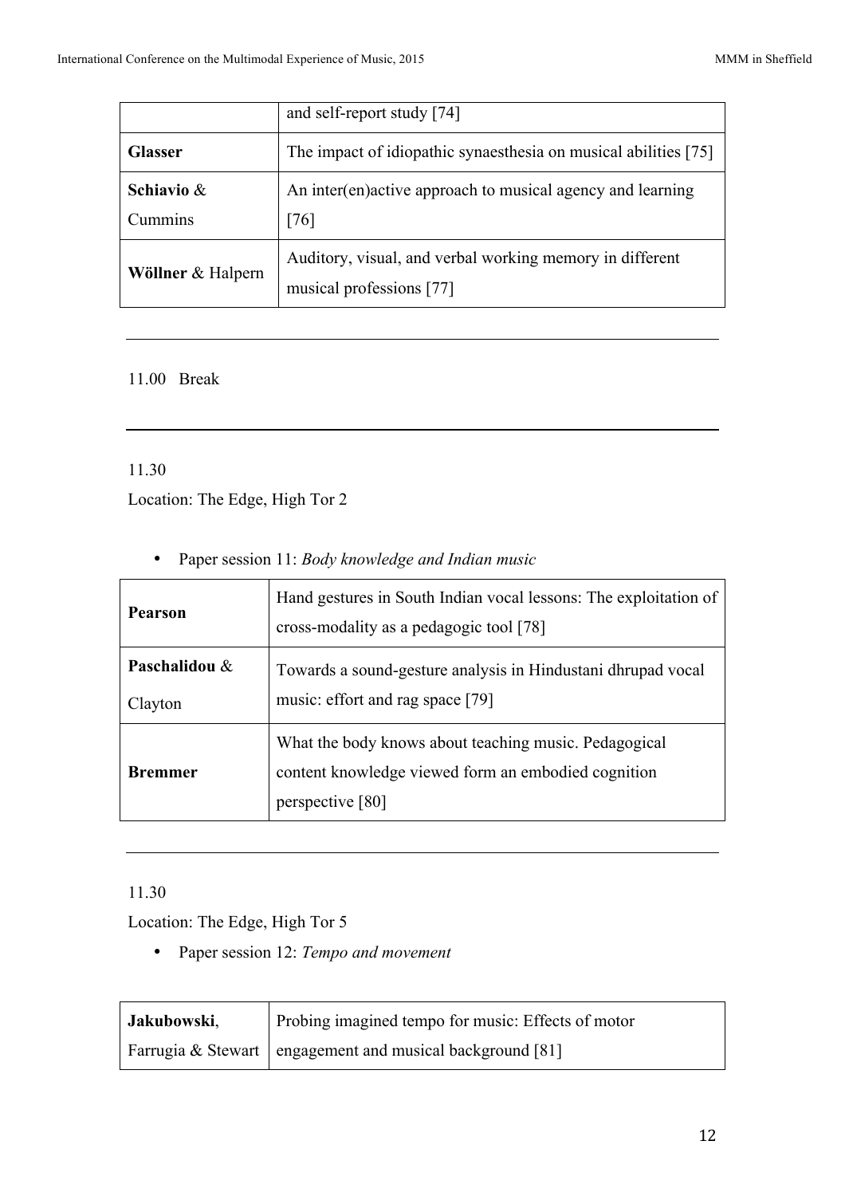| | |
|---|---|
| | and self-report study [74] |
| **Glasser** | The impact of idiopathic synaesthesia on musical abilities [75] |
| **Schiavio** & Cummins | An inter(en)active approach to musical agency and learning [76] |
| **Wöllner** & Halpern | Auditory, visual, and verbal working memory in different musical professions [77] |

---

11.00 Break

---

11.30

Location: The Edge, High Tor 2

- Paper session 11: *Body knowledge and Indian music*

| | |
|---|---|
| **Pearson** | Hand gestures in South Indian vocal lessons: The exploitation of cross-modality as a pedagogic tool [78] |
| **Paschalidou** & Clayton | Towards a sound-gesture analysis in Hindustani dhrupad vocal music: effort and rag space [79] |
| **Bremmer** | What the body knows about teaching music. Pedagogical content knowledge viewed form an embodied cognition perspective [80] |

---

11.30

Location: The Edge, High Tor 5

- Paper session 12: *Tempo and movement*

| | |
|---|---|
| **Jakubowski**, Farrugia & Stewart | Probing imagined tempo for music: Effects of motor engagement and musical background [81] |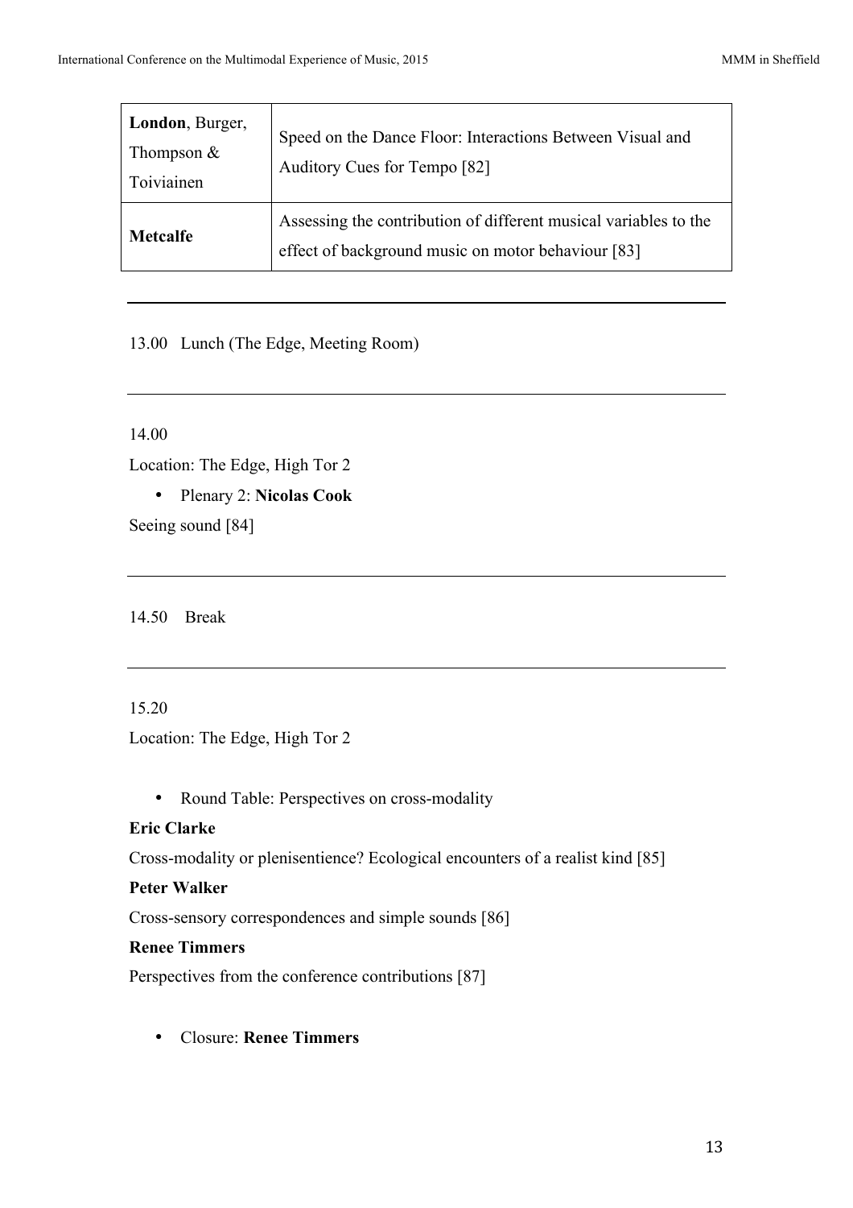| **London**, Burger, Thompson & Toiviainen | Speed on the Dance Floor: Interactions Between Visual and Auditory Cues for Tempo [82] |
| --- | --- |
| **Metcalfe** | Assessing the contribution of different musical variables to the effect of background music on motor behaviour [83] |

---

13.00 Lunch (The Edge, Meeting Room)

---

14.00

Location: The Edge, High Tor 2

- Plenary 2: **Nicolas Cook**

Seeing sound [84]

---

14.50 Break

---

15.20

Location: The Edge, High Tor 2

- Round Table: Perspectives on cross-modality

**Eric Clarke**

Cross-modality or plenisentience? Ecological encounters of a realist kind [85]

**Peter Walker**

Cross-sensory correspondences and simple sounds [86]

**Renee Timmers**

Perspectives from the conference contributions [87]

- Closure: **Renee Timmers**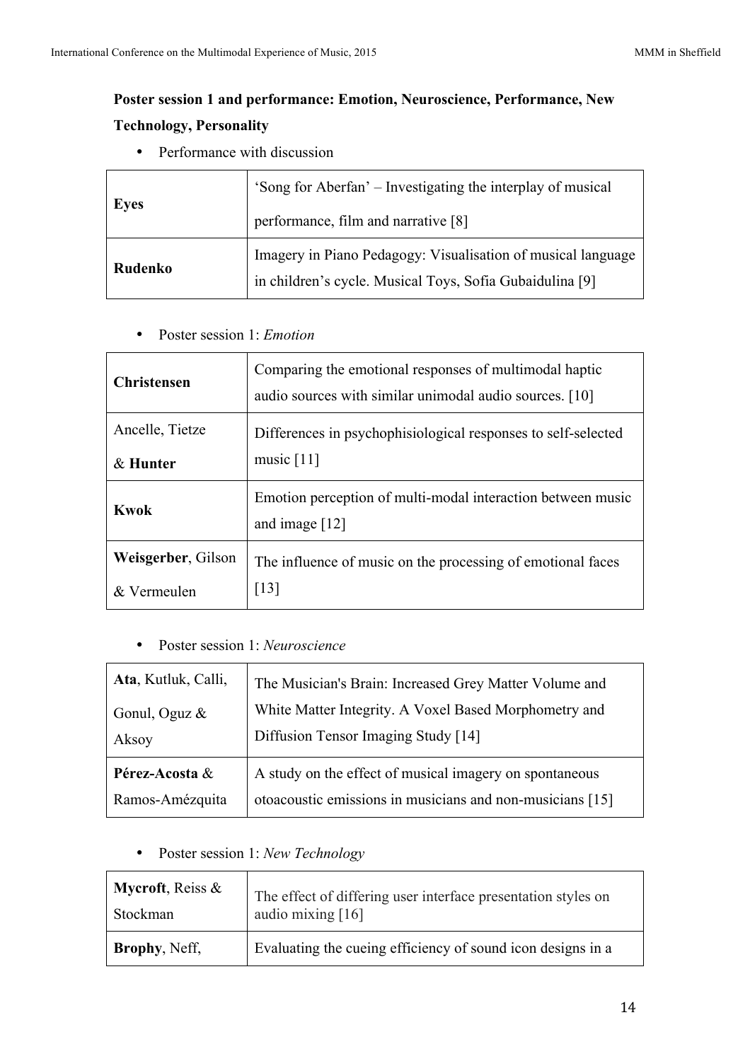**Poster session 1 and performance: Emotion, Neuroscience, Performance, New Technology, Personality**

- Performance with discussion

| | |
|---|---|
| **Eyes** | 'Song for Aberfan' – Investigating the interplay of musical performance, film and narrative [8] |
| **Rudenko** | Imagery in Piano Pedagogy: Visualisation of musical language in children's cycle. Musical Toys, Sofia Gubaidulina [9] |

- Poster session 1: *Emotion*

| | |
|---|---|
| **Christensen** | Comparing the emotional responses of multimodal haptic audio sources with similar unimodal audio sources. [10] |
| Ancelle, Tietze & **Hunter** | Differences in psychophisiological responses to self-selected music [11] |
| **Kwok** | Emotion perception of multi-modal interaction between music and image [12] |
| **Weisgerber**, Gilson & Vermeulen | The influence of music on the processing of emotional faces [13] |

- Poster session 1: *Neuroscience*

| | |
|---|---|
| **Ata**, Kutluk, Calli, Gonul, Oguz & Aksoy | The Musician's Brain: Increased Grey Matter Volume and White Matter Integrity. A Voxel Based Morphometry and Diffusion Tensor Imaging Study [14] |
| **Pérez-Acosta** & Ramos-Amézquita | A study on the effect of musical imagery on spontaneous otoacoustic emissions in musicians and non-musicians [15] |

- Poster session 1: *New Technology*

| | |
|---|---|
| **Mycroft**, Reiss & Stockman | The effect of differing user interface presentation styles on audio mixing [16] |
| **Brophy**, Neff, | Evaluating the cueing efficiency of sound icon designs in a |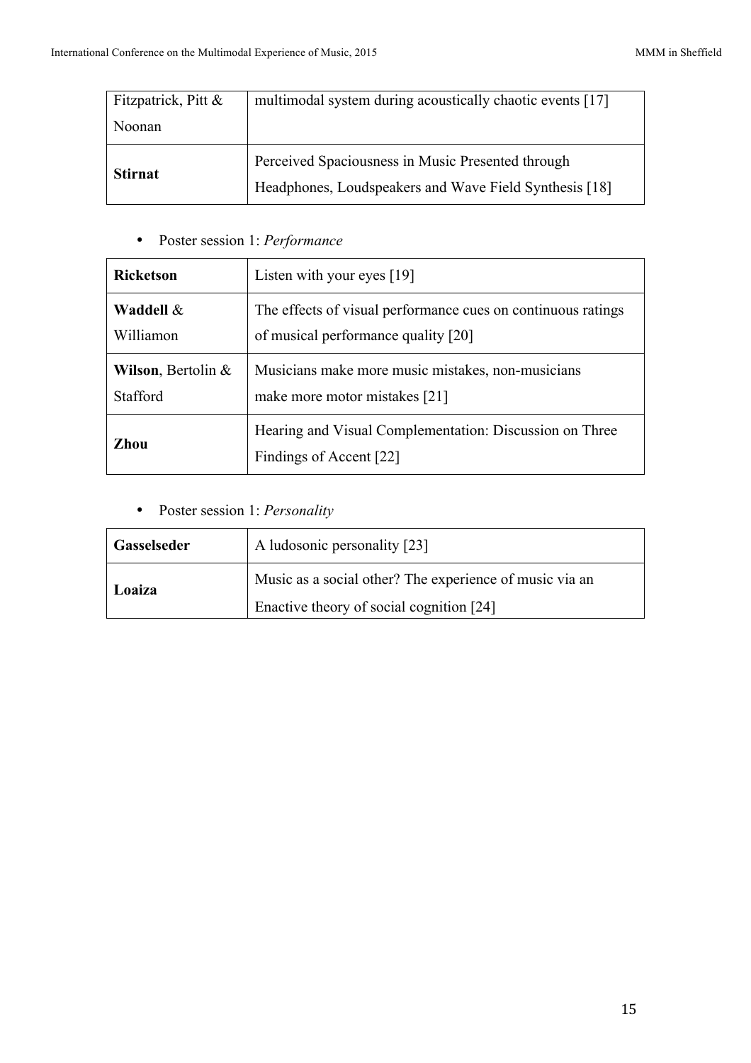| Fitzpatrick, Pitt & Noonan | multimodal system during acoustically chaotic events [17] |
|---|---|
| **Stirnat** | Perceived Spaciousness in Music Presented through Headphones, Loudspeakers and Wave Field Synthesis [18] |

- Poster session 1: *Performance*

| **Ricketson** | Listen with your eyes [19] |
|---|---|
| **Waddell** & Williamon | The effects of visual performance cues on continuous ratings of musical performance quality [20] |
| **Wilson**, Bertolin & Stafford | Musicians make more music mistakes, non-musicians make more motor mistakes [21] |
| **Zhou** | Hearing and Visual Complementation: Discussion on Three Findings of Accent [22] |

- Poster session 1: *Personality*

| **Gasselseder** | A ludosonic personality [23] |
|---|---|
| **Loaiza** | Music as a social other? The experience of music via an Enactive theory of social cognition [24] |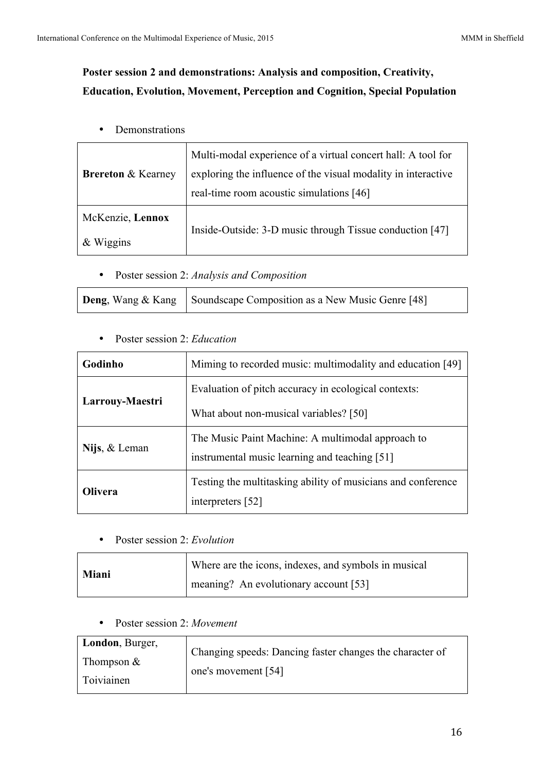**Poster session 2 and demonstrations: Analysis and composition, Creativity, Education, Evolution, Movement, Perception and Cognition, Special Population**

- Demonstrations

| | |
|---|---|
| **Brereton** & Kearney | Multi-modal experience of a virtual concert hall: A tool for exploring the influence of the visual modality in interactive real-time room acoustic simulations [46] |
| McKenzie, **Lennox** & Wiggins | Inside-Outside: 3-D music through Tissue conduction [47] |

- Poster session 2: *Analysis and Composition*

| | |
|---|---|
| **Deng**, Wang & Kang | Soundscape Composition as a New Music Genre [48] |

- Poster session 2: *Education*

| | |
|---|---|
| **Godinho** | Miming to recorded music: multimodality and education [49] |
| **Larrouy-Maestri** | Evaluation of pitch accuracy in ecological contexts: What about non-musical variables? [50] |
| **Nijs**, & Leman | The Music Paint Machine: A multimodal approach to instrumental music learning and teaching [51] |
| **Olivera** | Testing the multitasking ability of musicians and conference interpreters [52] |

- Poster session 2: *Evolution*

| | |
|---|---|
| **Miani** | Where are the icons, indexes, and symbols in musical meaning?  An evolutionary account [53] |

- Poster session 2: *Movement*

| | |
|---|---|
| **London**, Burger, Thompson & Toiviainen | Changing speeds: Dancing faster changes the character of one's movement [54] |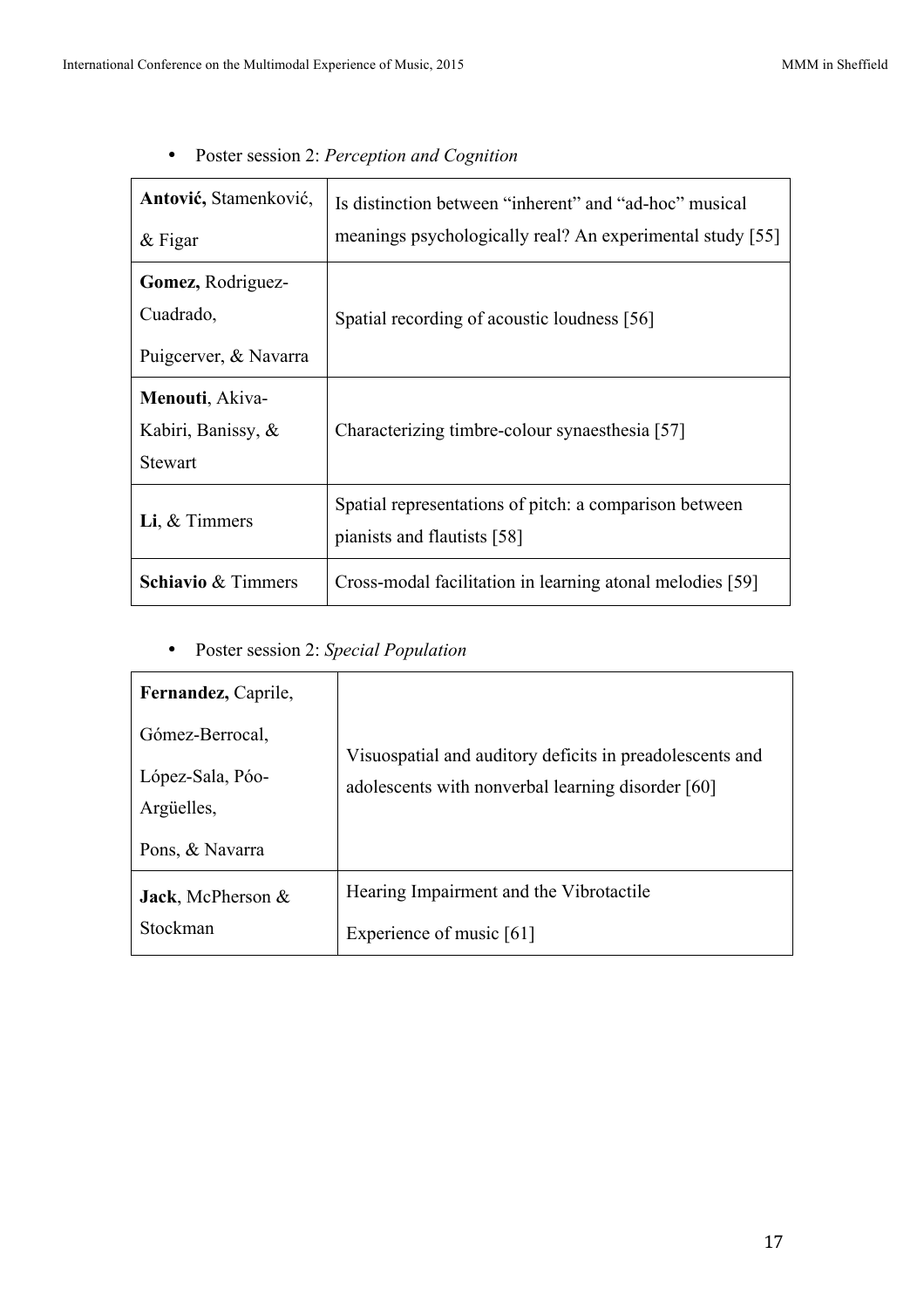- Poster session 2: *Perception and Cognition*

| | |
|---|---|
| **Antović,** Stamenković, & Figar | Is distinction between "inherent" and "ad-hoc" musical meanings psychologically real? An experimental study [55] |
| **Gomez,** Rodriguez-Cuadrado, Puigcerver, & Navarra | Spatial recording of acoustic loudness [56] |
| **Menouti**, Akiva-Kabiri, Banissy, & Stewart | Characterizing timbre-colour synaesthesia [57] |
| **Li**, & Timmers | Spatial representations of pitch: a comparison between pianists and flautists [58] |
| **Schiavio** & Timmers | Cross-modal facilitation in learning atonal melodies [59] |

- Poster session 2: *Special Population*

| | |
|---|---|
| **Fernandez,** Caprile, Gómez-Berrocal, López-Sala, Póo-Argüelles, Pons, & Navarra | Visuospatial and auditory deficits in preadolescents and adolescents with nonverbal learning disorder [60] |
| **Jack**, McPherson & Stockman | Hearing Impairment and the Vibrotactile Experience of music [61] |